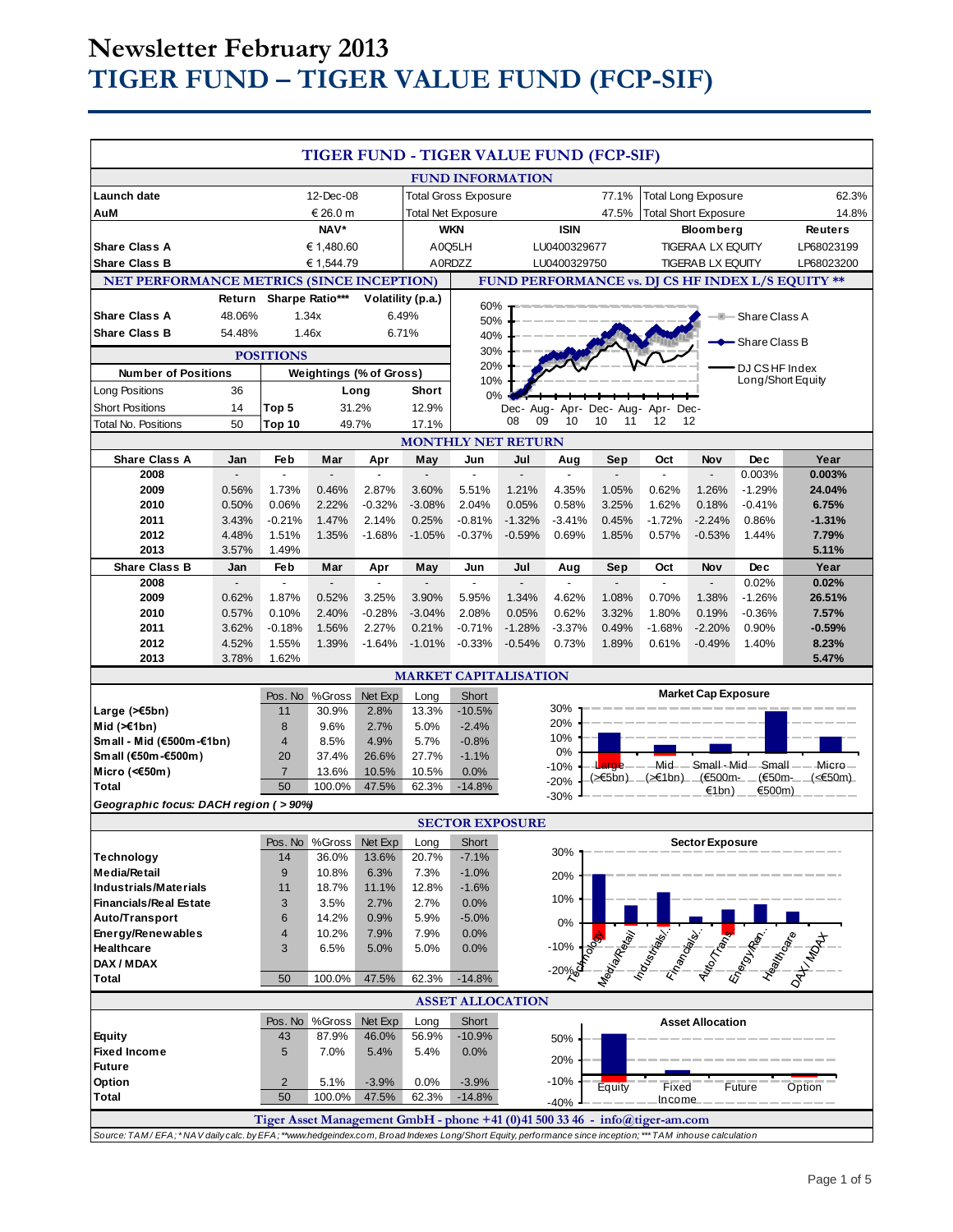# Newsletter February 2013
# TIGER FUND – TIGER VALUE FUND (FCP-SIF)

## TIGER FUND - TIGER VALUE FUND (FCP-SIF)

### FUND INFORMATION

| | | | | | |
|---|---|---|---|---|---|
| **Launch date** | 12-Dec-08 | Total Gross Exposure | 77.1% | Total Long Exposure | 62.3% |
| **AuM** | € 26.0 m | Total Net Exposure | 47.5% | Total Short Exposure | 14.8% |

| | NAV* | WKN | ISIN | Bloomberg | Reuters |
|---|---|---|---|---|---|
| **Share Class A** | € 1,480.60 | A0Q5LH | LU0400329677 | TIGERAA LX EQUITY | LP68023199 |
| **Share Class B** | € 1,544.79 | A0RDZZ | LU0400329750 | TIGERAB LX EQUITY | LP68023200 |

### NET PERFORMANCE METRICS (SINCE INCEPTION)

| | Return | Sharpe Ratio*** | Volatility (p.a.) |
|---|---|---|---|
| **Share Class A** | 48.06% | 1.34x | 6.49% |
| **Share Class B** | 54.48% | 1.46x | 6.71% |

### POSITIONS

| Number of Positions | | Weightings (% of Gross) | Long | Short |
|---|---|---|---|---|
| Long Positions | 36 | | | |
| Short Positions | 14 | Top 5 | 31.2% | 12.9% |
| Total No. Positions | 50 | Top 10 | 49.7% | 17.1% |

### FUND PERFORMANCE vs. DJ CS HF INDEX L/S EQUITY **

(Chart: Share Class A, Share Class B, DJ CS HF Index Long/Short Equity; Dec-08 to Dec-12)

### MONTHLY NET RETURN

| Share Class A | Jan | Feb | Mar | Apr | May | Jun | Jul | Aug | Sep | Oct | Nov | Dec | Year |
|---|---|---|---|---|---|---|---|---|---|---|---|---|---|
| 2008 | - | - | - | - | - | - | - | - | - | - | - | 0.003% | **0.003%** |
| 2009 | 0.56% | 1.73% | 0.46% | 2.87% | 3.60% | 5.51% | 1.21% | 4.35% | 1.05% | 0.62% | 1.26% | -1.29% | **24.04%** |
| 2010 | 0.50% | 0.06% | 2.22% | -0.32% | -3.08% | 2.04% | 0.05% | 0.58% | 3.25% | 1.62% | 0.18% | -0.41% | **6.75%** |
| 2011 | 3.43% | -0.21% | 1.47% | 2.14% | 0.25% | -0.81% | -1.32% | -3.41% | 0.45% | -1.72% | -2.24% | 0.86% | **-1.31%** |
| 2012 | 4.48% | 1.51% | 1.35% | -1.68% | -1.05% | -0.37% | -0.59% | 0.69% | 1.85% | 0.57% | -0.53% | 1.44% | **7.79%** |
| 2013 | 3.57% | 1.49% | | | | | | | | | | | **5.11%** |

| Share Class B | Jan | Feb | Mar | Apr | May | Jun | Jul | Aug | Sep | Oct | Nov | Dec | Year |
|---|---|---|---|---|---|---|---|---|---|---|---|---|---|
| 2008 | - | - | - | - | - | - | - | - | - | - | - | 0.02% | **0.02%** |
| 2009 | 0.62% | 1.87% | 0.52% | 3.25% | 3.90% | 5.95% | 1.34% | 4.62% | 1.08% | 0.70% | 1.38% | -1.26% | **26.51%** |
| 2010 | 0.57% | 0.10% | 2.40% | -0.28% | -3.04% | 2.08% | 0.05% | 0.62% | 3.32% | 1.80% | 0.19% | -0.36% | **7.57%** |
| 2011 | 3.62% | -0.18% | 1.56% | 2.27% | 0.21% | -0.71% | -1.28% | -3.37% | 0.49% | -1.68% | -2.20% | 0.90% | **-0.59%** |
| 2012 | 4.52% | 1.55% | 1.39% | -1.64% | -1.01% | -0.33% | -0.54% | 0.73% | 1.89% | 0.61% | -0.49% | 1.40% | **8.23%** |
| 2013 | 3.78% | 1.62% | | | | | | | | | | | **5.47%** |

### MARKET CAPITALISATION

| | Pos. No | %Gross | Net Exp | Long | Short |
|---|---|---|---|---|---|
| **Large (>€5bn)** | 11 | 30.9% | 2.8% | 13.3% | -10.5% |
| **Mid (>€1bn)** | 8 | 9.6% | 2.7% | 5.0% | -2.4% |
| **Small - Mid (€500m-€1bn)** | 4 | 8.5% | 4.9% | 5.7% | -0.8% |
| **Small (€50m-€500m)** | 20 | 37.4% | 26.6% | 27.7% | -1.1% |
| **Micro (<€50m)** | 7 | 13.6% | 10.5% | 10.5% | 0.0% |
| **Total** | 50 | 100.0% | 47.5% | 62.3% | -14.8% |

*Geographic focus: DACH region ( > 90%)*

(Chart: Market Cap Exposure)

### SECTOR EXPOSURE

| | Pos. No | %Gross | Net Exp | Long | Short |
|---|---|---|---|---|---|
| **Technology** | 14 | 36.0% | 13.6% | 20.7% | -7.1% |
| **Media/Retail** | 9 | 10.8% | 6.3% | 7.3% | -1.0% |
| **Industrials/Materials** | 11 | 18.7% | 11.1% | 12.8% | -1.6% |
| **Financials/Real Estate** | 3 | 3.5% | 2.7% | 2.7% | 0.0% |
| **Auto/Transport** | 6 | 14.2% | 0.9% | 5.9% | -5.0% |
| **Energy/Renewables** | 4 | 10.2% | 7.9% | 7.9% | 0.0% |
| **Healthcare** | 3 | 6.5% | 5.0% | 5.0% | 0.0% |
| **DAX / MDAX** | | | | | |
| **Total** | 50 | 100.0% | 47.5% | 62.3% | -14.8% |

(Chart: Sector Exposure)

### ASSET ALLOCATION

| | Pos. No | %Gross | Net Exp | Long | Short |
|---|---|---|---|---|---|
| **Equity** | 43 | 87.9% | 46.0% | 56.9% | -10.9% |
| **Fixed Income** | 5 | 7.0% | 5.4% | 5.4% | 0.0% |
| **Future** | | | | | |
| **Option** | 2 | 5.1% | -3.9% | 0.0% | -3.9% |
| **Total** | 50 | 100.0% | 47.5% | 62.3% | -14.8% |

(Chart: Asset Allocation)

**Tiger Asset Management GmbH - phone +41 (0)41 500 33 46 - info@tiger-am.com**

*Source: TAM/ EFA; * NAV daily calc. by EFA; **www.hedgeindex.com, Broad Indexes Long/Short Equity, performance since inception; *** TAM inhouse calculation*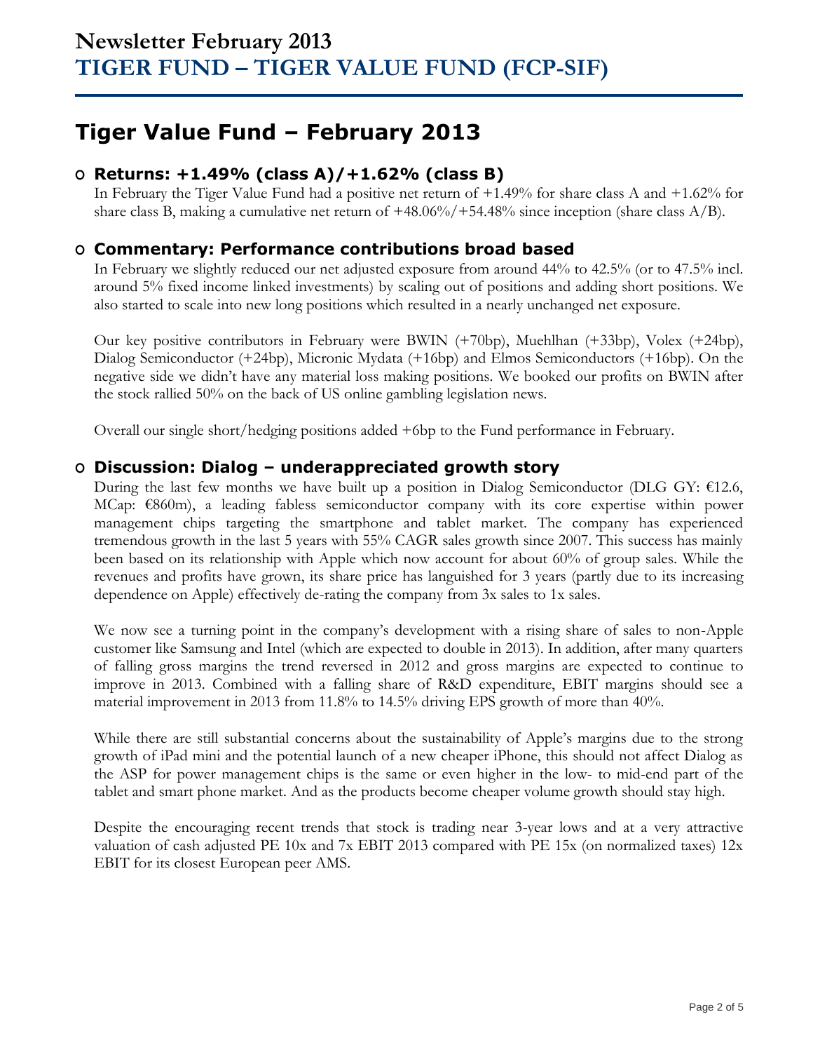# Newsletter February 2013
# TIGER FUND – TIGER VALUE FUND (FCP-SIF)

## Tiger Value Fund – February 2013

- **Returns: +1.49% (class A)/+1.62% (class B)**

In February the Tiger Value Fund had a positive net return of +1.49% for share class A and +1.62% for share class B, making a cumulative net return of +48.06%/+54.48% since inception (share class A/B).

- **Commentary: Performance contributions broad based**

In February we slightly reduced our net adjusted exposure from around 44% to 42.5% (or to 47.5% incl. around 5% fixed income linked investments) by scaling out of positions and adding short positions. We also started to scale into new long positions which resulted in a nearly unchanged net exposure.

Our key positive contributors in February were BWIN (+70bp), Muehlhan (+33bp), Volex (+24bp), Dialog Semiconductor (+24bp), Micronic Mydata (+16bp) and Elmos Semiconductors (+16bp). On the negative side we didn't have any material loss making positions. We booked our profits on BWIN after the stock rallied 50% on the back of US online gambling legislation news.

Overall our single short/hedging positions added +6bp to the Fund performance in February.

- **Discussion: Dialog – underappreciated growth story**

During the last few months we have built up a position in Dialog Semiconductor (DLG GY: €12.6, MCap: €860m), a leading fabless semiconductor company with its core expertise within power management chips targeting the smartphone and tablet market. The company has experienced tremendous growth in the last 5 years with 55% CAGR sales growth since 2007. This success has mainly been based on its relationship with Apple which now account for about 60% of group sales. While the revenues and profits have grown, its share price has languished for 3 years (partly due to its increasing dependence on Apple) effectively de-rating the company from 3x sales to 1x sales.

We now see a turning point in the company's development with a rising share of sales to non-Apple customer like Samsung and Intel (which are expected to double in 2013). In addition, after many quarters of falling gross margins the trend reversed in 2012 and gross margins are expected to continue to improve in 2013. Combined with a falling share of R&D expenditure, EBIT margins should see a material improvement in 2013 from 11.8% to 14.5% driving EPS growth of more than 40%.

While there are still substantial concerns about the sustainability of Apple's margins due to the strong growth of iPad mini and the potential launch of a new cheaper iPhone, this should not affect Dialog as the ASP for power management chips is the same or even higher in the low- to mid-end part of the tablet and smart phone market. And as the products become cheaper volume growth should stay high.

Despite the encouraging recent trends that stock is trading near 3-year lows and at a very attractive valuation of cash adjusted PE 10x and 7x EBIT 2013 compared with PE 15x (on normalized taxes) 12x EBIT for its closest European peer AMS.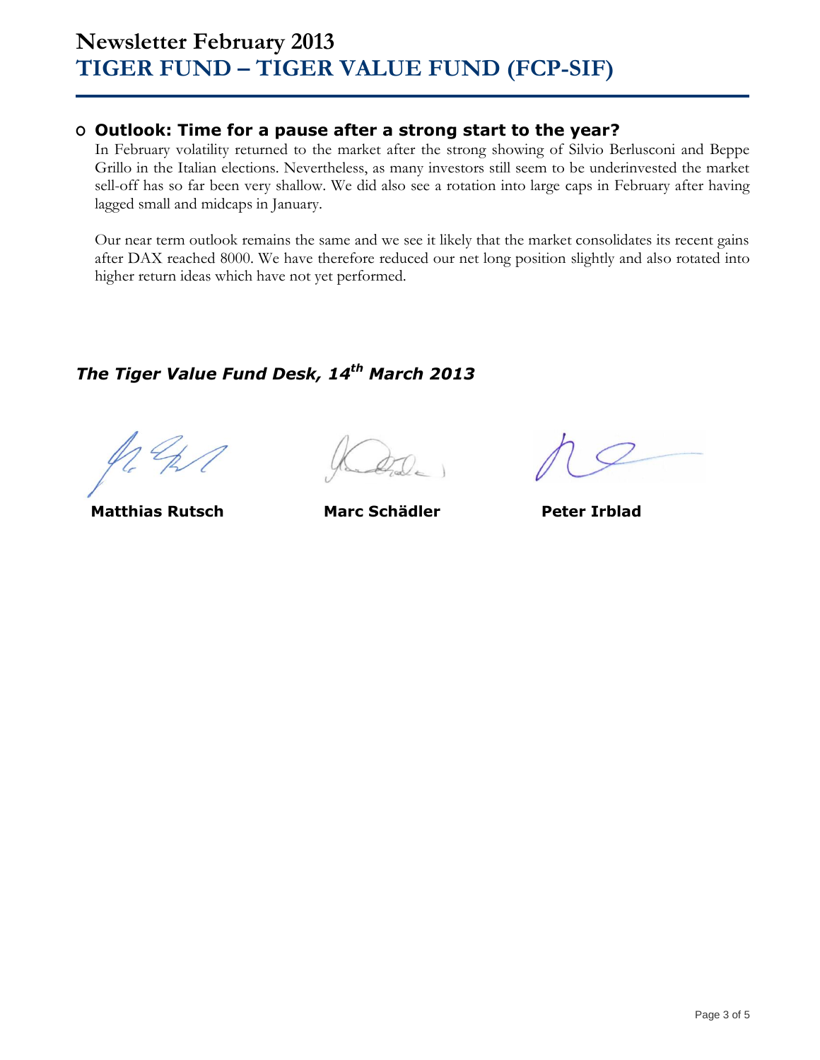# Newsletter February 2013
# TIGER FUND – TIGER VALUE FUND (FCP-SIF)

## Outlook: Time for a pause after a strong start to the year?

In February volatility returned to the market after the strong showing of Silvio Berlusconi and Beppe Grillo in the Italian elections. Nevertheless, as many investors still seem to be underinvested the market sell-off has so far been very shallow. We did also see a rotation into large caps in February after having lagged small and midcaps in January.

Our near term outlook remains the same and we see it likely that the market consolidates its recent gains after DAX reached 8000. We have therefore reduced our net long position slightly and also rotated into higher return ideas which have not yet performed.

***The Tiger Value Fund Desk, 14th March 2013***

**Matthias Rutsch** **Marc Schädler** **Peter Irblad**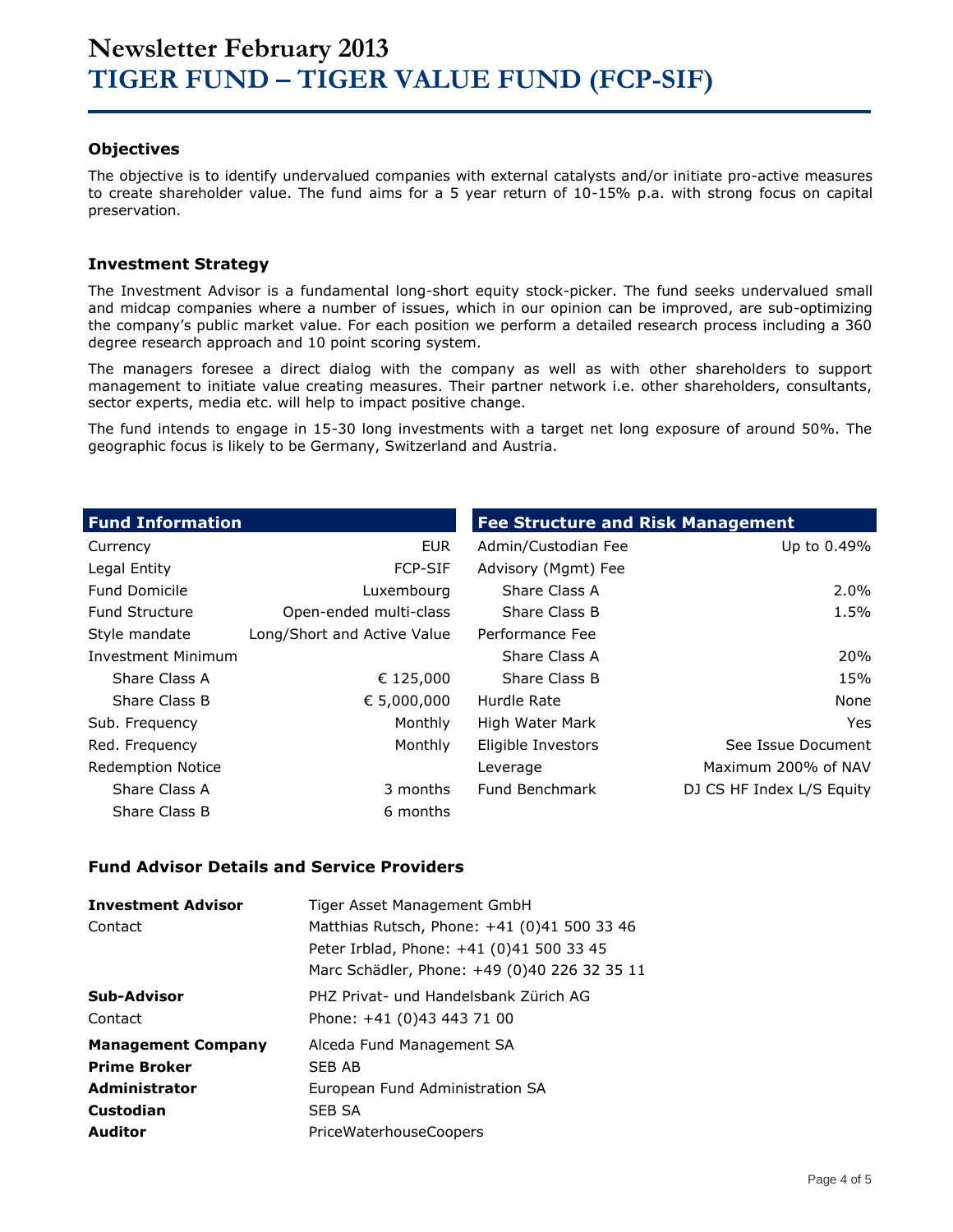# Newsletter February 2013
# TIGER FUND – TIGER VALUE FUND (FCP-SIF)

### Objectives

The objective is to identify undervalued companies with external catalysts and/or initiate pro-active measures to create shareholder value. The fund aims for a 5 year return of 10-15% p.a. with strong focus on capital preservation.

### Investment Strategy

The Investment Advisor is a fundamental long-short equity stock-picker. The fund seeks undervalued small and midcap companies where a number of issues, which in our opinion can be improved, are sub-optimizing the company's public market value. For each position we perform a detailed research process including a 360 degree research approach and 10 point scoring system.

The managers foresee a direct dialog with the company as well as with other shareholders to support management to initiate value creating measures. Their partner network i.e. other shareholders, consultants, sector experts, media etc. will help to impact positive change.

The fund intends to engage in 15-30 long investments with a target net long exposure of around 50%. The geographic focus is likely to be Germany, Switzerland and Austria.

| Fund Information | |
|---|---|
| Currency | EUR |
| Legal Entity | FCP-SIF |
| Fund Domicile | Luxembourg |
| Fund Structure | Open-ended multi-class |
| Style mandate | Long/Short and Active Value |
| Investment Minimum | |
| Share Class A | € 125,000 |
| Share Class B | € 5,000,000 |
| Sub. Frequency | Monthly |
| Red. Frequency | Monthly |
| Redemption Notice | |
| Share Class A | 3 months |
| Share Class B | 6 months |

| Fee Structure and Risk Management | |
|---|---|
| Admin/Custodian Fee | Up to 0.49% |
| Advisory (Mgmt) Fee | |
| Share Class A | 2.0% |
| Share Class B | 1.5% |
| Performance Fee | |
| Share Class A | 20% |
| Share Class B | 15% |
| Hurdle Rate | None |
| High Water Mark | Yes |
| Eligible Investors | See Issue Document |
| Leverage | Maximum 200% of NAV |
| Fund Benchmark | DJ CS HF Index L/S Equity |

### Fund Advisor Details and Service Providers

**Investment Advisor** Tiger Asset Management GmbH
Contact Matthias Rutsch, Phone: +41 (0)41 500 33 46
Peter Irblad, Phone: +41 (0)41 500 33 45
Marc Schädler, Phone: +49 (0)40 226 32 35 11

**Sub-Advisor** PHZ Privat- und Handelsbank Zürich AG
Contact Phone: +41 (0)43 443 71 00

**Management Company** Alceda Fund Management SA
**Prime Broker** SEB AB
**Administrator** European Fund Administration SA
**Custodian** SEB SA
**Auditor** PriceWaterhouseCoopers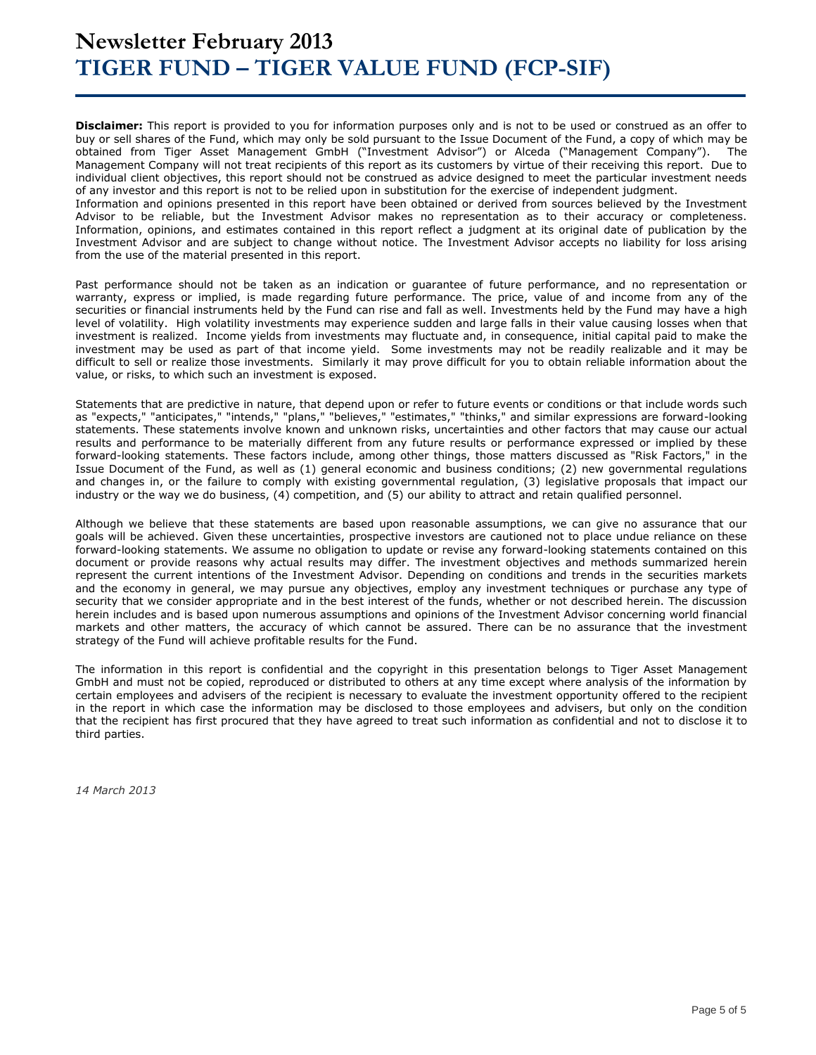# Newsletter February 2013
# TIGER FUND – TIGER VALUE FUND (FCP-SIF)

**Disclaimer:** This report is provided to you for information purposes only and is not to be used or construed as an offer to buy or sell shares of the Fund, which may only be sold pursuant to the Issue Document of the Fund, a copy of which may be obtained from Tiger Asset Management GmbH ("Investment Advisor") or Alceda ("Management Company"). The Management Company will not treat recipients of this report as its customers by virtue of their receiving this report. Due to individual client objectives, this report should not be construed as advice designed to meet the particular investment needs of any investor and this report is not to be relied upon in substitution for the exercise of independent judgment.
Information and opinions presented in this report have been obtained or derived from sources believed by the Investment Advisor to be reliable, but the Investment Advisor makes no representation as to their accuracy or completeness. Information, opinions, and estimates contained in this report reflect a judgment at its original date of publication by the Investment Advisor and are subject to change without notice. The Investment Advisor accepts no liability for loss arising from the use of the material presented in this report.

Past performance should not be taken as an indication or guarantee of future performance, and no representation or warranty, express or implied, is made regarding future performance. The price, value of and income from any of the securities or financial instruments held by the Fund can rise and fall as well. Investments held by the Fund may have a high level of volatility. High volatility investments may experience sudden and large falls in their value causing losses when that investment is realized. Income yields from investments may fluctuate and, in consequence, initial capital paid to make the investment may be used as part of that income yield. Some investments may not be readily realizable and it may be difficult to sell or realize those investments. Similarly it may prove difficult for you to obtain reliable information about the value, or risks, to which such an investment is exposed.

Statements that are predictive in nature, that depend upon or refer to future events or conditions or that include words such as "expects," "anticipates," "intends," "plans," "believes," "estimates," "thinks," and similar expressions are forward-looking statements. These statements involve known and unknown risks, uncertainties and other factors that may cause our actual results and performance to be materially different from any future results or performance expressed or implied by these forward-looking statements. These factors include, among other things, those matters discussed as "Risk Factors," in the Issue Document of the Fund, as well as (1) general economic and business conditions; (2) new governmental regulations and changes in, or the failure to comply with existing governmental regulation, (3) legislative proposals that impact our industry or the way we do business, (4) competition, and (5) our ability to attract and retain qualified personnel.

Although we believe that these statements are based upon reasonable assumptions, we can give no assurance that our goals will be achieved. Given these uncertainties, prospective investors are cautioned not to place undue reliance on these forward-looking statements. We assume no obligation to update or revise any forward-looking statements contained on this document or provide reasons why actual results may differ. The investment objectives and methods summarized herein represent the current intentions of the Investment Advisor. Depending on conditions and trends in the securities markets and the economy in general, we may pursue any objectives, employ any investment techniques or purchase any type of security that we consider appropriate and in the best interest of the funds, whether or not described herein. The discussion herein includes and is based upon numerous assumptions and opinions of the Investment Advisor concerning world financial markets and other matters, the accuracy of which cannot be assured. There can be no assurance that the investment strategy of the Fund will achieve profitable results for the Fund.

The information in this report is confidential and the copyright in this presentation belongs to Tiger Asset Management GmbH and must not be copied, reproduced or distributed to others at any time except where analysis of the information by certain employees and advisers of the recipient is necessary to evaluate the investment opportunity offered to the recipient in the report in which case the information may be disclosed to those employees and advisers, but only on the condition that the recipient has first procured that they have agreed to treat such information as confidential and not to disclose it to third parties.

*14 March 2013*